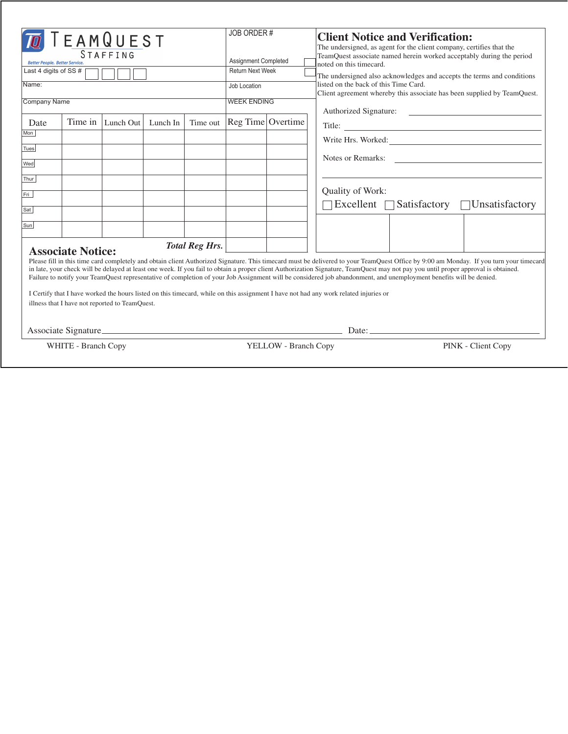# TEAMQUEST STAFFING

*Better People. Better Service.*

Last 4 digits of SS # ☐ ☐ ☐ ☐

Name:

Company Name

JOB ORDER #

Assignment Completed ☐

Return Next Week ☐

Job Location

WEEK ENDING

| Date | Time in | Lunch Out | Lunch In | Time out | Reg Time | Overtime |
|---|---|---|---|---|---|---|
| Mon | | | | | | |
| Tues | | | | | | |
| Wed | | | | | | |
| Thur | | | | | | |
| Fri | | | | | | |
| Sat | | | | | | |
| Sun | | | | | | |
| | | | | ***Total Reg Hrs.*** | | |

## Client Notice and Verification:

The undersigned, as agent for the client company, certifies that the TeamQuest associate named herein worked acceptably during the period noted on this timecard.

The undersigned also acknowledges and accepts the terms and conditions listed on the back of this Time Card.
Client agreement whereby this associate has been supplied by TeamQuest.

Authorized Signature: ______________________

Title: ______________________

Write Hrs. Worked: ______________________

Notes or Remarks: ______________________

Quality of Work:

☐ Excellent ☐ Satisfactory ☐ Unsatisfactory

## Associate Notice:

Please fill in this time card completely and obtain client Authorized Signature. This timecard must be delivered to your TeamQuest Office by 9:00 am Monday. If you turn your timecard in late, your check will be delayed at least one week. If you fail to obtain a proper client Authorization Signature, TeamQuest may not pay you until proper approval is obtained. Failure to notify your TeamQuest representative of completion of your Job Assignment will be considered job abandonment, and unemployment benefits will be denied.

I Certify that I have worked the hours listed on this timecard, while on this assignment I have not had any work related injuries or illness that I have not reported to TeamQuest.

Associate Signature ______________________ Date: ______________________

WHITE - Branch Copy YELLOW - Branch Copy PINK - Client Copy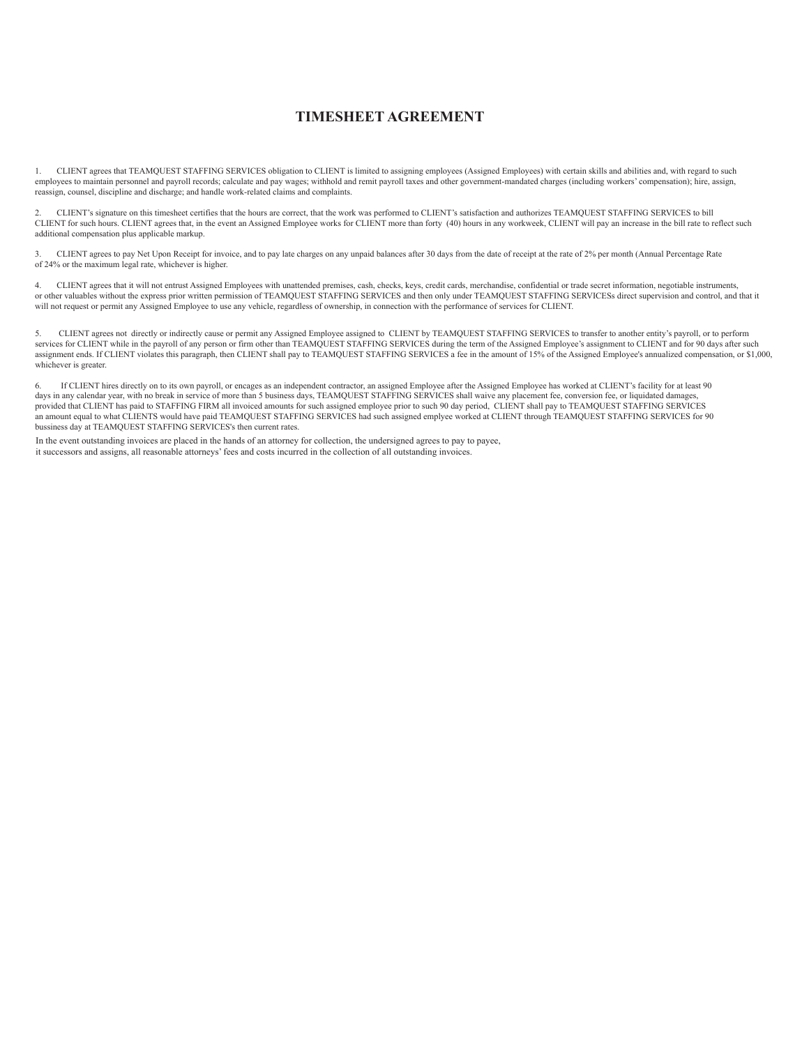# TIMESHEET AGREEMENT

1. CLIENT agrees that TEAMQUEST STAFFING SERVICES obligation to CLIENT is limited to assigning employees (Assigned Employees) with certain skills and abilities and, with regard to such employees to maintain personnel and payroll records; calculate and pay wages; withhold and remit payroll taxes and other government-mandated charges (including workers' compensation); hire, assign, reassign, counsel, discipline and discharge; and handle work-related claims and complaints.

2. CLIENT's signature on this timesheet certifies that the hours are correct, that the work was performed to CLIENT's satisfaction and authorizes TEAMQUEST STAFFING SERVICES to bill CLIENT for such hours. CLIENT agrees that, in the event an Assigned Employee works for CLIENT more than forty (40) hours in any workweek, CLIENT will pay an increase in the bill rate to reflect such additional compensation plus applicable markup.

3. CLIENT agrees to pay Net Upon Receipt for invoice, and to pay late charges on any unpaid balances after 30 days from the date of receipt at the rate of 2% per month (Annual Percentage Rate of 24% or the maximum legal rate, whichever is higher.

4. CLIENT agrees that it will not entrust Assigned Employees with unattended premises, cash, checks, keys, credit cards, merchandise, confidential or trade secret information, negotiable instruments, or other valuables without the express prior written permission of TEAMQUEST STAFFING SERVICES and then only under TEAMQUEST STAFFING SERVICESs direct supervision and control, and that it will not request or permit any Assigned Employee to use any vehicle, regardless of ownership, in connection with the performance of services for CLIENT.

5. CLIENT agrees not directly or indirectly cause or permit any Assigned Employee assigned to CLIENT by TEAMQUEST STAFFING SERVICES to transfer to another entity's payroll, or to perform services for CLIENT while in the payroll of any person or firm other than TEAMQUEST STAFFING SERVICES during the term of the Assigned Employee's assignment to CLIENT and for 90 days after such assignment ends. If CLIENT violates this paragraph, then CLIENT shall pay to TEAMQUEST STAFFING SERVICES a fee in the amount of 15% of the Assigned Employee's annualized compensation, or $1,000, whichever is greater.

6. If CLIENT hires directly on to its own payroll, or encages as an independent contractor, an assigned Employee after the Assigned Employee has worked at CLIENT's facility for at least 90 days in any calendar year, with no break in service of more than 5 business days, TEAMQUEST STAFFING SERVICES shall waive any placement fee, conversion fee, or liquidated damages, provided that CLIENT has paid to STAFFING FIRM all invoiced amounts for such assigned employee prior to such 90 day period, CLIENT shall pay to TEAMQUEST STAFFING SERVICES an amount equal to what CLIENTS would have paid TEAMQUEST STAFFING SERVICES had such assigned emplyee worked at CLIENT through TEAMQUEST STAFFING SERVICES for 90 bussiness day at TEAMQUEST STAFFING SERVICES's then current rates.

In the event outstanding invoices are placed in the hands of an attorney for collection, the undersigned agrees to pay to payee, it successors and assigns, all reasonable attorneys' fees and costs incurred in the collection of all outstanding invoices.